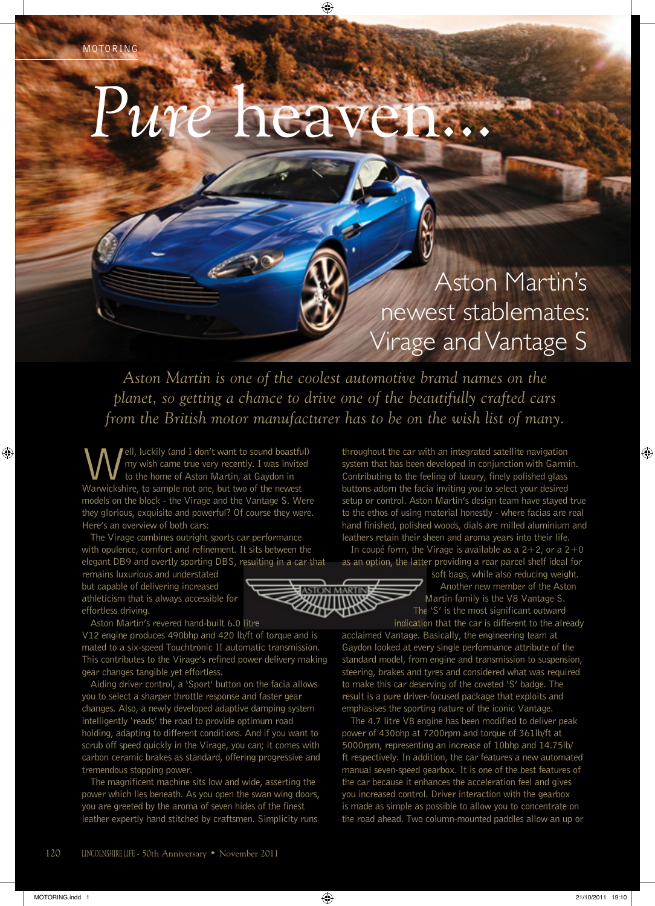MOTORING

# Pure heaven...

## Aston Martin's newest stablemates: Virage and Vantage S

*Aston Martin is one of the coolest automotive brand names on the planet, so getting a chance to drive one of the beautifully crafted cars from the British motor manufacturer has to be on the wish list of many.*

Well, luckily (and I don't want to sound boastful) my wish came true very recently. I was invited to the home of Aston Martin, at Gaydon in Warwickshire, to sample not one, but two of the newest models on the block - the Virage and the Vantage S. Were they glorious, exquisite and powerful? Of course they were. Here's an overview of both cars:

The Virage combines outright sports car performance with opulence, comfort and refinement. It sits between the elegant DB9 and overtly sporting DBS, resulting in a car that remains luxurious and understated but capable of delivering increased athleticism that is always accessible for effortless driving.

Aston Martin's revered hand-built 6.0 litre V12 engine produces 490bhp and 420 lb/ft of torque and is mated to a six-speed Touchtronic II automatic transmission. This contributes to the Virage's refined power delivery making gear changes tangible yet effortless.

Aiding driver control, a 'Sport' button on the facia allows you to select a sharper throttle response and faster gear changes. Also, a newly developed adaptive damping system intelligently 'reads' the road to provide optimum road holding, adapting to different conditions. And if you want to scrub off speed quickly in the Virage, you can; it comes with carbon ceramic brakes as standard, offering progressive and tremendous stopping power.

The magnificent machine sits low and wide, asserting the power which lies beneath. As you open the swan wing doors, you are greeted by the aroma of seven hides of the finest leather expertly hand stitched by craftsmen. Simplicity runs throughout the car with an integrated satellite navigation system that has been developed in conjunction with Garmin. Contributing to the feeling of luxury, finely polished glass buttons adorn the facia inviting you to select your desired setup or control. Aston Martin's design team have stayed true to the ethos of using material honestly - where facias are real hand finished, polished woods, dials are milled aluminium and leathers retain their sheen and aroma years into their life.

In coupé form, the Virage is available as a 2+2, or a 2+0 as an option, the latter providing a rear parcel shelf ideal for soft bags, while also reducing weight.

Another new member of the Aston Martin family is the V8 Vantage S. The 'S' is the most significant outward indication that the car is different to the already acclaimed Vantage. Basically, the engineering team at Gaydon looked at every single performance attribute of the standard model, from engine and transmission to suspension, steering, brakes and tyres and considered what was required to make this car deserving of the coveted 'S' badge. The result is a pure driver-focused package that exploits and emphasises the sporting nature of the iconic Vantage.

The 4.7 litre V8 engine has been modified to deliver peak power of 430bhp at 7200rpm and torque of 361lb/ft at 5000rpm, representing an increase of 10bhp and 14.75lb/ft respectively. In addition, the car features a new automated manual seven-speed gearbox. It is one of the best features of the car because it enhances the acceleration feel and gives you increased control. Driver interaction with the gearbox is made as simple as possible to allow you to concentrate on the road ahead. Two column-mounted paddles allow an up or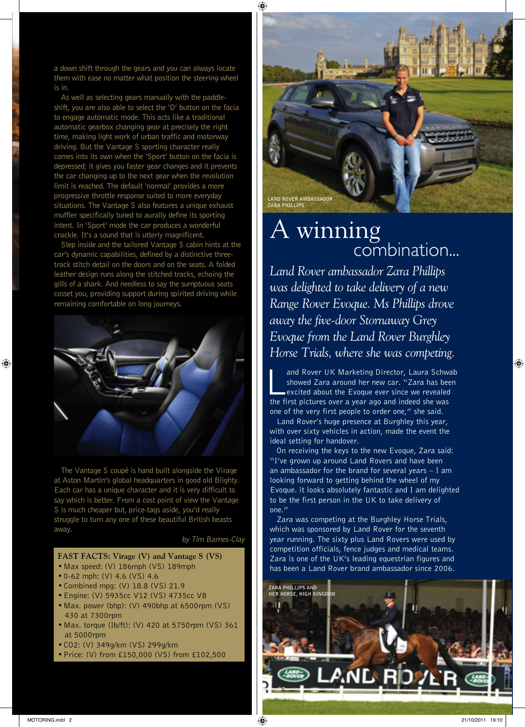a down shift through the gears and you can always locate them with ease no matter what position the steering wheel is in.

As well as selecting gears manually with the paddle-shift, you are also able to select the 'D' button on the facia to engage automatic mode. This acts like a traditional automatic gearbox changing gear at precisely the right time, making light work of urban traffic and motorway driving. But the Vantage S sporting character really comes into its own when the 'Sport' button on the facia is depressed; it gives you faster gear changes and it prevents the car changing up to the next gear when the revolution limit is reached. The default 'normal' provides a more progressive throttle response suited to more everyday situations. The Vantage S also features a unique exhaust muffler specifically tuned to aurally define its sporting intent. In 'Sport' mode the car produces a wonderful crackle. It's a sound that is utterly magnificent.

Step inside and the tailored Vantage S cabin hints at the car's dynamic capabilities, defined by a distinctive three-track stitch detail on the doors and on the seats. A folded leather design runs along the stitched tracks, echoing the gills of a shark. And needless to say the sumptuous seats cosset you, providing support during spirited driving while remaining comfortable on long journeys.

The Vantage S coupé is hand built alongside the Virage at Aston Martin's global headquarters in good old Blighty. Each car has a unique character and it is very difficult to say which is better. From a cost point of view the Vantage S is much cheaper but, price-tags aside, you'd really struggle to turn any one of these beautiful British beasts away.

*by Tim Barnes-Clay*

**FAST FACTS: Virage (V) and Vantage S (VS)**

- Max speed: (V) 186mph (VS) 189mph
- 0-62 mph: (V) 4.6 (VS) 4.6
- Combined mpg: (V) 18.8 (VS) 21.9
- Engine: (V) 5935cc V12 (VS) 4735cc V8
- Max. power (bhp): (V) 490bhp at 6500rpm (VS) 430 at 7300rpm
- Max. torque (lb/ft): (V) 420 at 5750rpm (VS) 361 at 5000rpm
- CO2: (V) 349g/km (VS) 299g/km
- Price: (V) from £150,000 (VS) from £102,500

LAND ROVER AMBASSADOR ZARA PHILLIPS

# A winning combination...

*Land Rover ambassador Zara Phillips was delighted to take delivery of a new Range Rover Evoque. Ms Phillips drove away the five-door Stornaway Grey Evoque from the Land Rover Burghley Horse Trials, where she was competing.*

Land Rover UK Marketing Director, Laura Schwab showed Zara around her new car. "Zara has been excited about the Evoque ever since we revealed the first pictures over a year ago and indeed she was one of the very first people to order one," she said.

Land Rover's huge presence at Burghley this year, with over sixty vehicles in action, made the event the ideal setting for handover.

On receiving the keys to the new Evoque, Zara said: "I've grown up around Land Rovers and have been an ambassador for the brand for several years – I am looking forward to getting behind the wheel of my Evoque. it looks absolutely fantastic and I am delighted to be the first person in the UK to take delivery of one."

Zara was competing at the Burghley Horse Trials, which was sponsored by Land Rover for the seventh year running. The sixty plus Land Rovers were used by competition officials, fence judges and medical teams. Zara is one of the UK's leading equestrian figures and has been a Land Rover brand ambassador since 2006.

ZARA PHILLIPS AND HER HORSE, HIGH KINGDOM